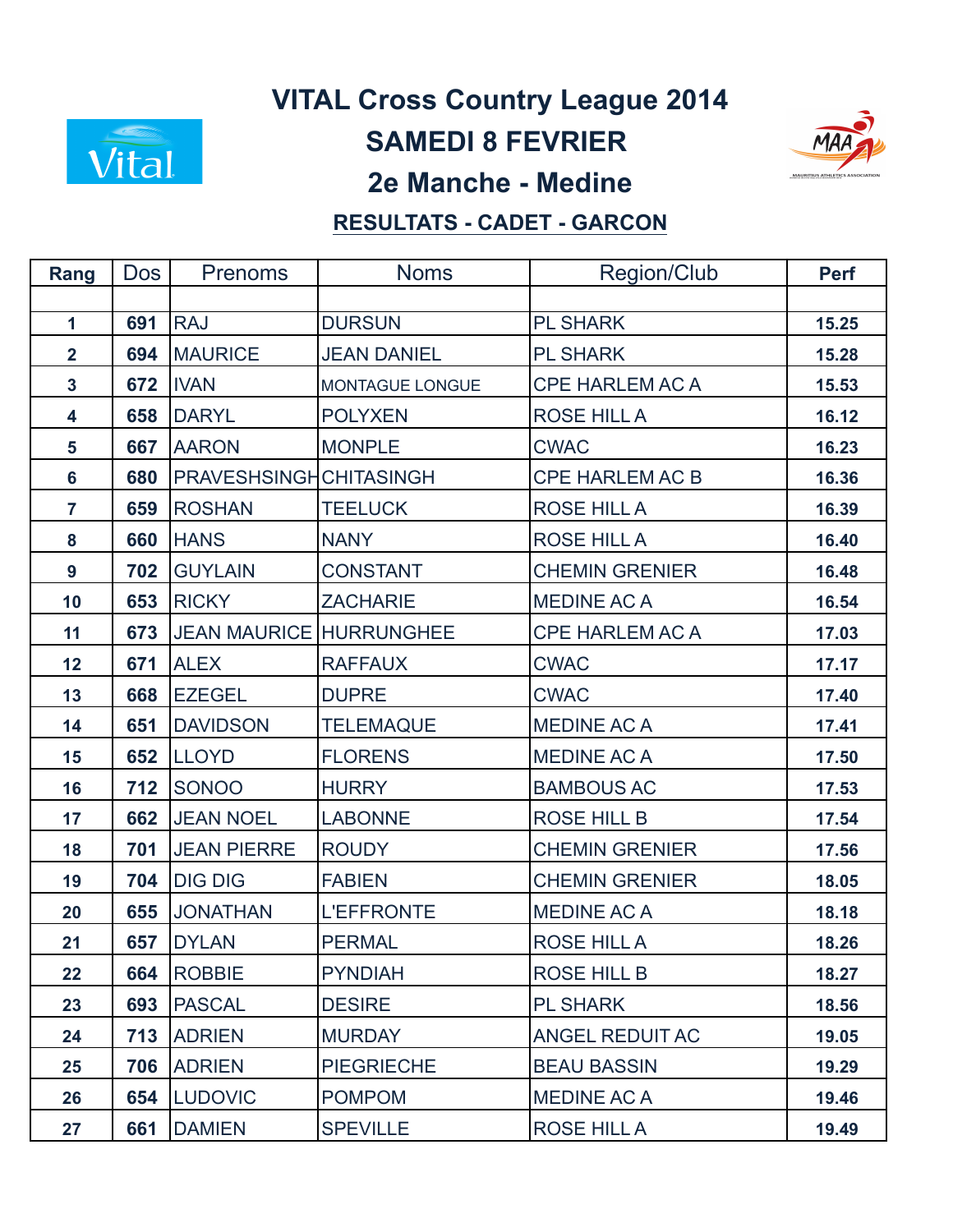# VITAL Cross Country League 2014

## SAMEDI 8 FEVRIER

## 2e Manche - Medine

**RESULTATS - CADET - GARCON**

| Rang | Dos | Prenoms | Noms | Region/Club | Perf |
|---|---|---|---|---|---|
| | | | | | |
| 1 | 691 | RAJ | DURSUN | PL SHARK | 15.25 |
| 2 | 694 | MAURICE | JEAN DANIEL | PL SHARK | 15.28 |
| 3 | 672 | IVAN | MONTAGUE LONGUE | CPE HARLEM AC A | 15.53 |
| 4 | 658 | DARYL | POLYXEN | ROSE HILL A | 16.12 |
| 5 | 667 | AARON | MONPLE | CWAC | 16.23 |
| 6 | 680 | PRAVESHSINGH | CHITASINGH | CPE HARLEM AC B | 16.36 |
| 7 | 659 | ROSHAN | TEELUCK | ROSE HILL A | 16.39 |
| 8 | 660 | HANS | NANY | ROSE HILL A | 16.40 |
| 9 | 702 | GUYLAIN | CONSTANT | CHEMIN GRENIER | 16.48 |
| 10 | 653 | RICKY | ZACHARIE | MEDINE AC A | 16.54 |
| 11 | 673 | JEAN MAURICE | HURRUNGHEE | CPE HARLEM AC A | 17.03 |
| 12 | 671 | ALEX | RAFFAUX | CWAC | 17.17 |
| 13 | 668 | EZEGEL | DUPRE | CWAC | 17.40 |
| 14 | 651 | DAVIDSON | TELEMAQUE | MEDINE AC A | 17.41 |
| 15 | 652 | LLOYD | FLORENS | MEDINE AC A | 17.50 |
| 16 | 712 | SONOO | HURRY | BAMBOUS AC | 17.53 |
| 17 | 662 | JEAN NOEL | LABONNE | ROSE HILL B | 17.54 |
| 18 | 701 | JEAN PIERRE | ROUDY | CHEMIN GRENIER | 17.56 |
| 19 | 704 | DIG DIG | FABIEN | CHEMIN GRENIER | 18.05 |
| 20 | 655 | JONATHAN | L'EFFRONTE | MEDINE AC A | 18.18 |
| 21 | 657 | DYLAN | PERMAL | ROSE HILL A | 18.26 |
| 22 | 664 | ROBBIE | PYNDIAH | ROSE HILL B | 18.27 |
| 23 | 693 | PASCAL | DESIRE | PL SHARK | 18.56 |
| 24 | 713 | ADRIEN | MURDAY | ANGEL REDUIT AC | 19.05 |
| 25 | 706 | ADRIEN | PIEGRIECHE | BEAU BASSIN | 19.29 |
| 26 | 654 | LUDOVIC | POMPOM | MEDINE AC A | 19.46 |
| 27 | 661 | DAMIEN | SPEVILLE | ROSE HILL A | 19.49 |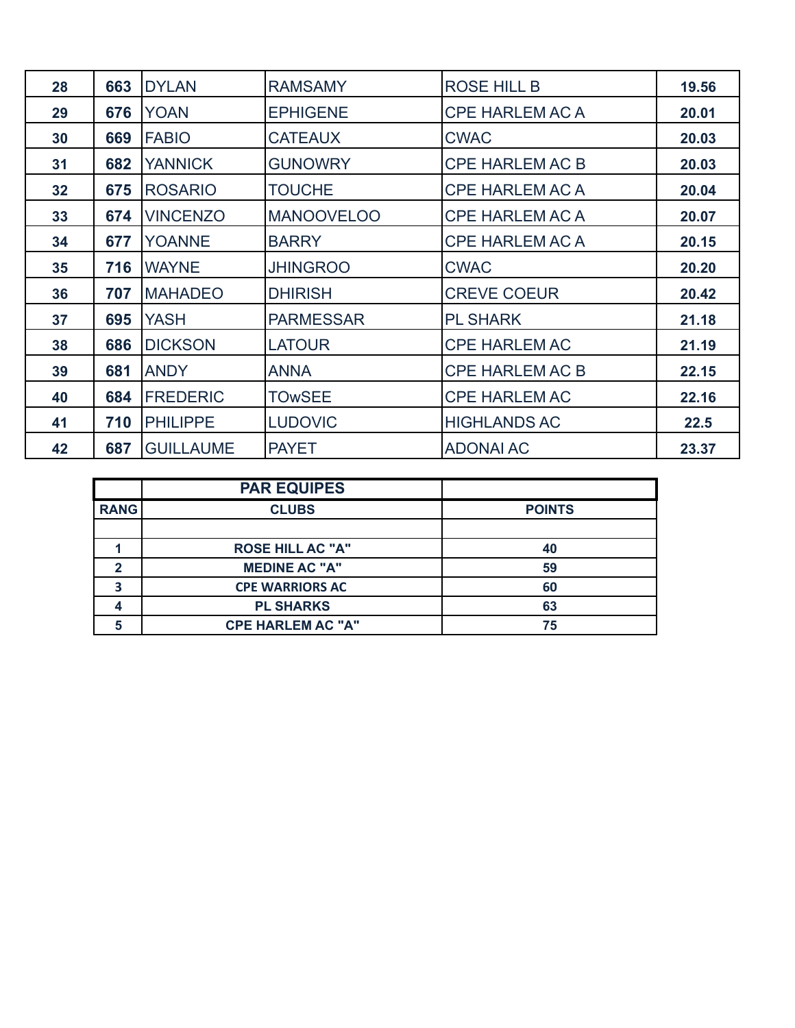| | | | | | |
|---|---|---|---|---|---|
| 28 | 663 | DYLAN | RAMSAMY | ROSE HILL B | 19.56 |
| 29 | 676 | YOAN | EPHIGENE | CPE HARLEM AC A | 20.01 |
| 30 | 669 | FABIO | CATEAUX | CWAC | 20.03 |
| 31 | 682 | YANNICK | GUNOWRY | CPE HARLEM AC B | 20.03 |
| 32 | 675 | ROSARIO | TOUCHE | CPE HARLEM AC A | 20.04 |
| 33 | 674 | VINCENZO | MANOOVELOO | CPE HARLEM AC A | 20.07 |
| 34 | 677 | YOANNE | BARRY | CPE HARLEM AC A | 20.15 |
| 35 | 716 | WAYNE | JHINGROO | CWAC | 20.20 |
| 36 | 707 | MAHADEO | DHIRISH | CREVE COEUR | 20.42 |
| 37 | 695 | YASH | PARMESSAR | PL SHARK | 21.18 |
| 38 | 686 | DICKSON | LATOUR | CPE HARLEM AC | 21.19 |
| 39 | 681 | ANDY | ANNA | CPE HARLEM AC B | 22.15 |
| 40 | 684 | FREDERIC | TOwSEE | CPE HARLEM AC | 22.16 |
| 41 | 710 | PHILIPPE | LUDOVIC | HIGHLANDS AC | 22.5 |
| 42 | 687 | GUILLAUME | PAYET | ADONAI AC | 23.37 |

| | PAR EQUIPES | |
|---|---|---|
| **RANG** | **CLUBS** | **POINTS** |
| | | |
| 1 | ROSE HILL AC "A" | 40 |
| 2 | MEDINE AC "A" | 59 |
| 3 | CPE WARRIORS AC | 60 |
| 4 | PL SHARKS | 63 |
| 5 | CPE HARLEM AC "A" | 75 |